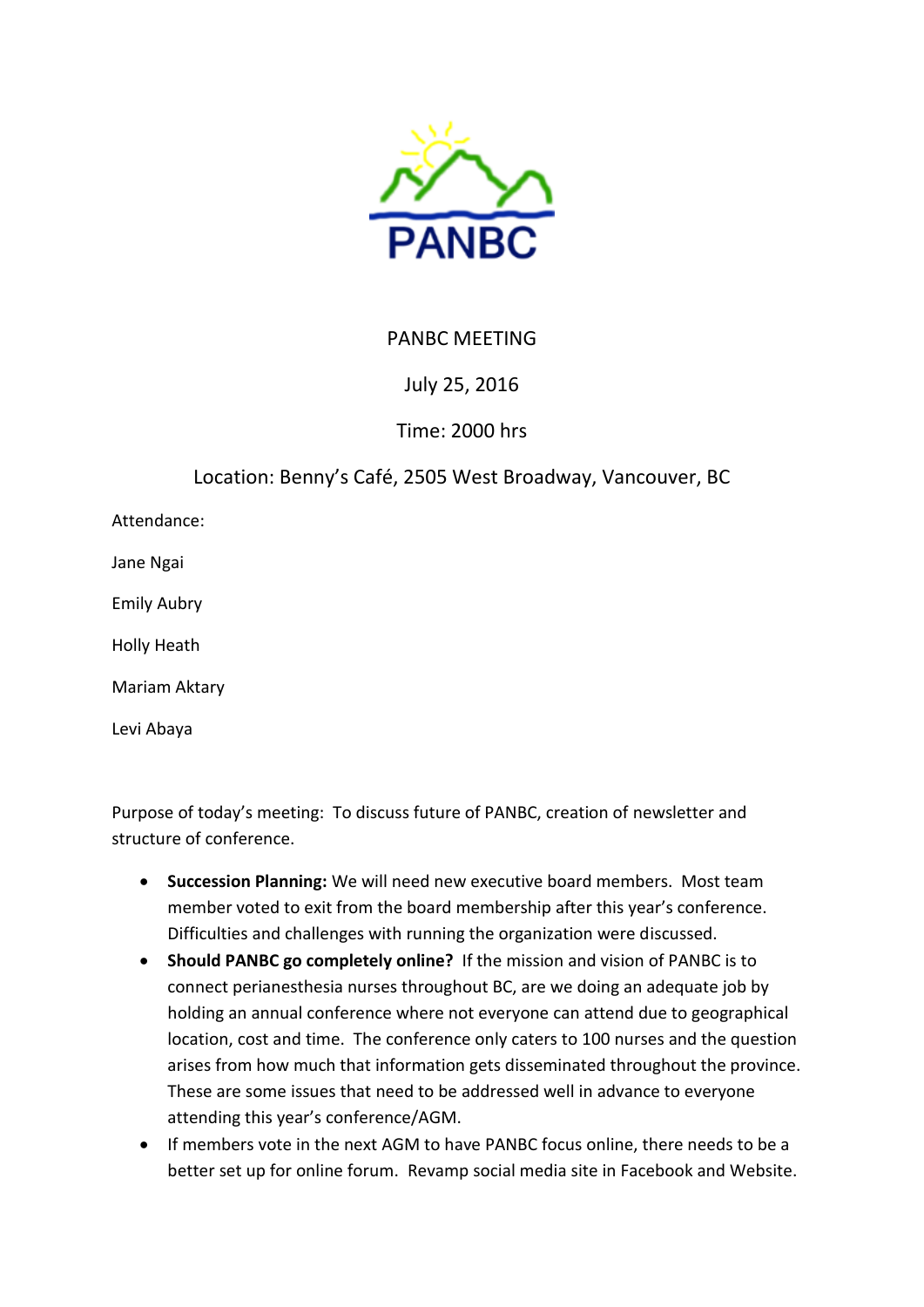PANBC

PANBC MEETING

July 25, 2016

Time: 2000 hrs

Location: Benny's Café, 2505 West Broadway, Vancouver, BC

Attendance:

Jane Ngai

Emily Aubry

Holly Heath

Mariam Aktary

Levi Abaya

Purpose of today's meeting: To discuss future of PANBC, creation of newsletter and structure of conference.

- **Succession Planning:** We will need new executive board members. Most team member voted to exit from the board membership after this year's conference. Difficulties and challenges with running the organization were discussed.
- **Should PANBC go completely online?** If the mission and vision of PANBC is to connect perianesthesia nurses throughout BC, are we doing an adequate job by holding an annual conference where not everyone can attend due to geographical location, cost and time. The conference only caters to 100 nurses and the question arises from how much that information gets disseminated throughout the province. These are some issues that need to be addressed well in advance to everyone attending this year's conference/AGM.
- If members vote in the next AGM to have PANBC focus online, there needs to be a better set up for online forum. Revamp social media site in Facebook and Website.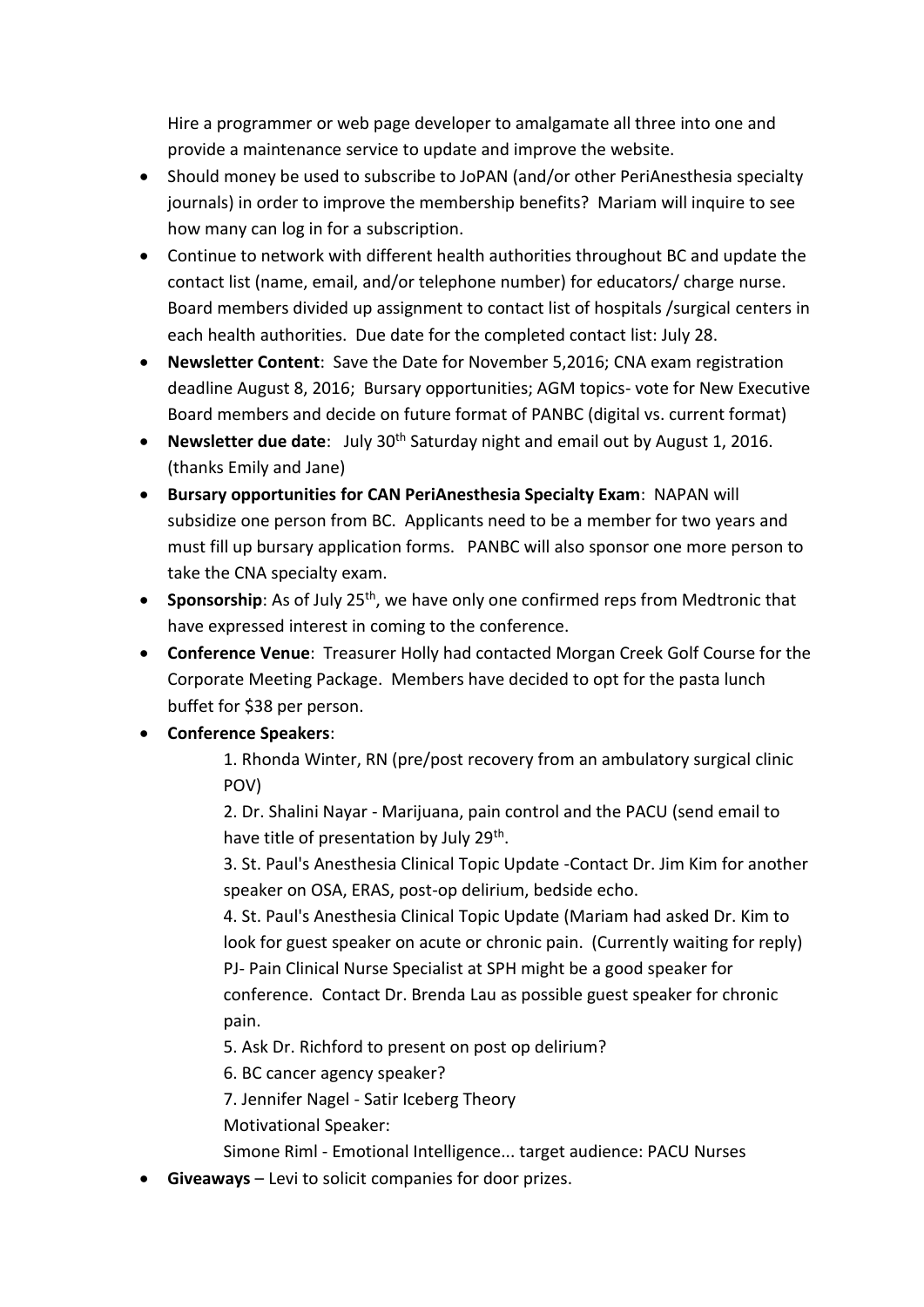Hire a programmer or web page developer to amalgamate all three into one and provide a maintenance service to update and improve the website.

- Should money be used to subscribe to JoPAN (and/or other PeriAnesthesia specialty journals) in order to improve the membership benefits? Mariam will inquire to see how many can log in for a subscription.
- Continue to network with different health authorities throughout BC and update the contact list (name, email, and/or telephone number) for educators/ charge nurse. Board members divided up assignment to contact list of hospitals /surgical centers in each health authorities. Due date for the completed contact list: July 28.
- **Newsletter Content**: Save the Date for November 5,2016; CNA exam registration deadline August 8, 2016; Bursary opportunities; AGM topics- vote for New Executive Board members and decide on future format of PANBC (digital vs. current format)
- **Newsletter due date**: July 30th Saturday night and email out by August 1, 2016. (thanks Emily and Jane)
- **Bursary opportunities for CAN PeriAnesthesia Specialty Exam**: NAPAN will subsidize one person from BC. Applicants need to be a member for two years and must fill up bursary application forms. PANBC will also sponsor one more person to take the CNA specialty exam.
- **Sponsorship**: As of July 25th, we have only one confirmed reps from Medtronic that have expressed interest in coming to the conference.
- **Conference Venue**: Treasurer Holly had contacted Morgan Creek Golf Course for the Corporate Meeting Package. Members have decided to opt for the pasta lunch buffet for $38 per person.
- **Conference Speakers**:

  1. Rhonda Winter, RN (pre/post recovery from an ambulatory surgical clinic POV)
  2. Dr. Shalini Nayar - Marijuana, pain control and the PACU (send email to have title of presentation by July 29th.
  3. St. Paul's Anesthesia Clinical Topic Update -Contact Dr. Jim Kim for another speaker on OSA, ERAS, post-op delirium, bedside echo.
  4. St. Paul's Anesthesia Clinical Topic Update (Mariam had asked Dr. Kim to look for guest speaker on acute or chronic pain. (Currently waiting for reply) PJ- Pain Clinical Nurse Specialist at SPH might be a good speaker for conference. Contact Dr. Brenda Lau as possible guest speaker for chronic pain.
  5. Ask Dr. Richford to present on post op delirium?
  6. BC cancer agency speaker?
  7. Jennifer Nagel - Satir Iceberg Theory

  Motivational Speaker:

  Simone Riml - Emotional Intelligence... target audience: PACU Nurses
- **Giveaways** – Levi to solicit companies for door prizes.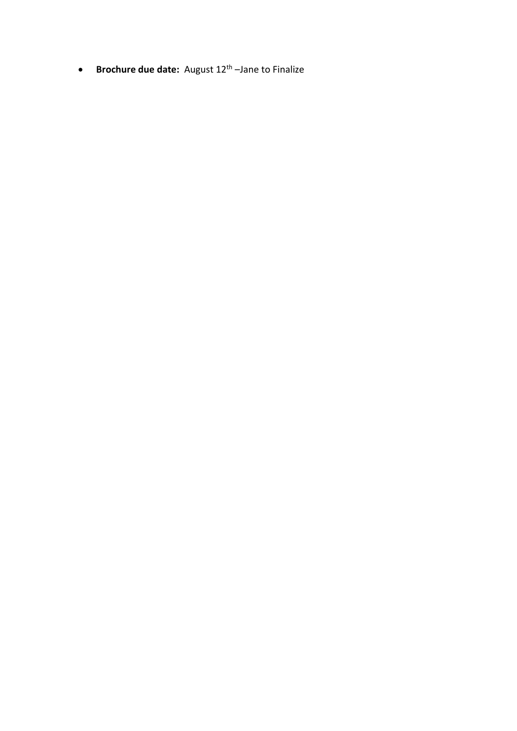- **Brochure due date:** August 12th –Jane to Finalize